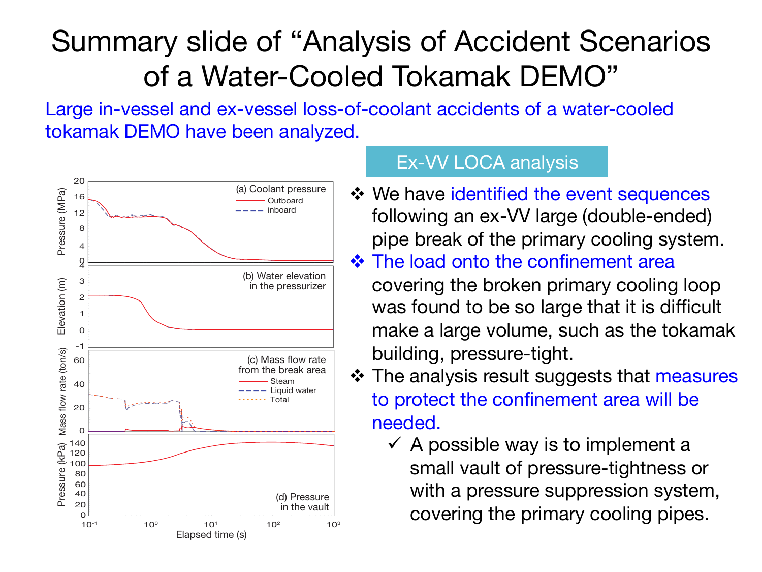# Summary slide of "Analysis of Accident Scenarios of a Water-Cooled Tokamak DEMO"

Large in-vessel and ex-vessel loss-of-coolant accidents of a water-cooled tokamak DEMO have been analyzed.

## Ex-VV LOCA analysis

- We have identified the event sequences following an ex-VV large (double-ended) pipe break of the primary cooling system.
- The load onto the confinement area covering the broken primary cooling loop was found to be so large that it is difficult make a large volume, such as the tokamak building, pressure-tight.
- The analysis result suggests that measures to protect the confinement area will be needed.
  - ✓ A possible way is to implement a small vault of pressure-tightness or with a pressure suppression system, covering the primary cooling pipes.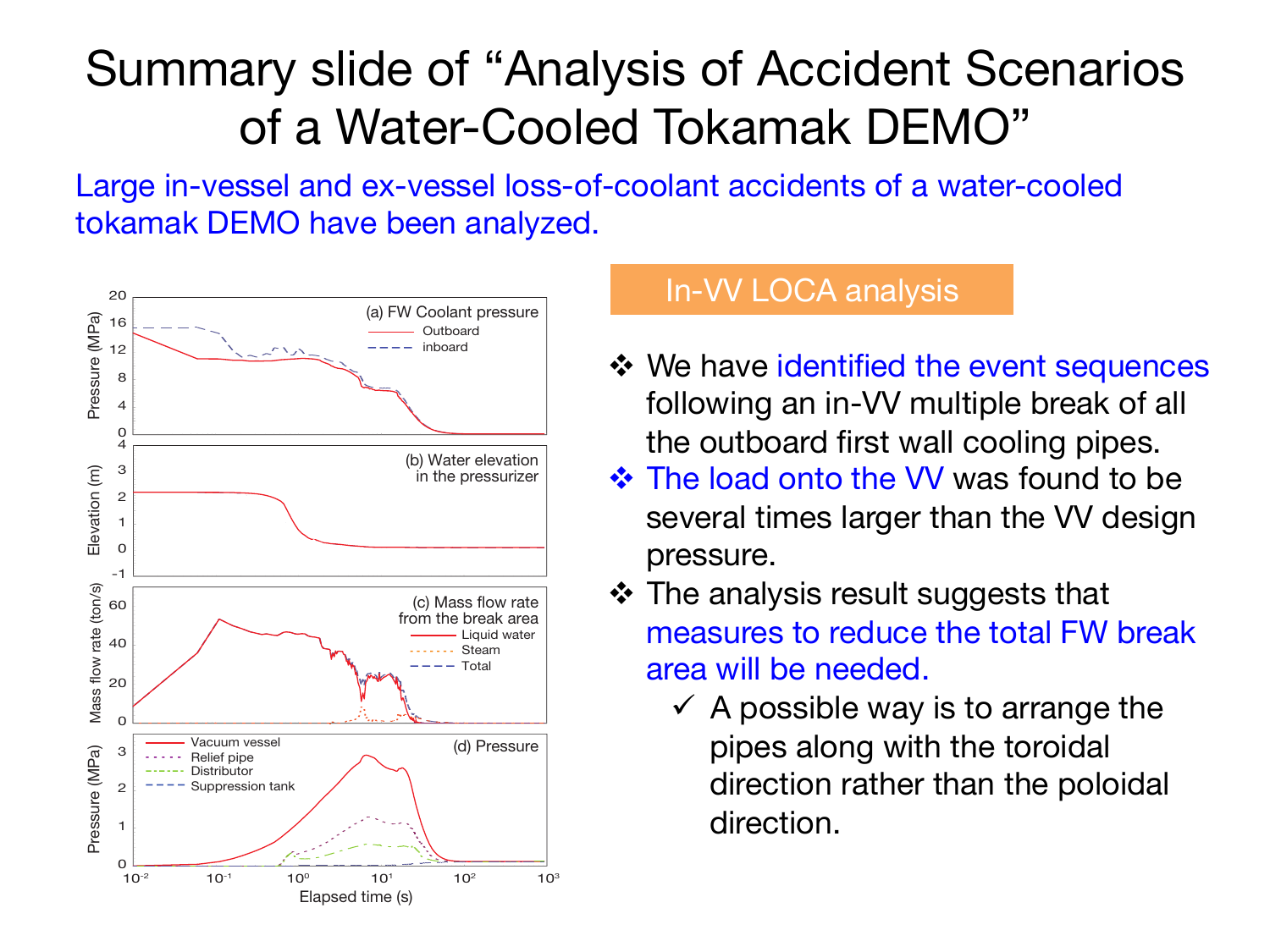# Summary slide of "Analysis of Accident Scenarios of a Water-Cooled Tokamak DEMO"

Large in-vessel and ex-vessel loss-of-coolant accidents of a water-cooled tokamak DEMO have been analyzed.

(a) FW Coolant pressure
Outboard
inboard
Pressure (MPa)
0
4
8
12
16
20

(b) Water elevation in the pressurizer
Elevation (m)
-1
0
1
2
3
4

(c) Mass flow rate from the break area
Liquid water
Steam
Total
Mass flow rate (ton/s)
0
20
40
60

(d) Pressure
Vacuum vessel
Relief pipe
Distributor
Suppression tank
Pressure (MPa)
0
1
2
3

Elapsed time (s)
$10^{-2}$ $10^{-1}$ $10^{0}$ $10^{1}$ $10^{2}$ $10^{3}$

## In-VV LOCA analysis

- We have identified the event sequences following an in-VV multiple break of all the outboard first wall cooling pipes.
- The load onto the VV was found to be several times larger than the VV design pressure.
- The analysis result suggests that measures to reduce the total FW break area will be needed.
  - ✓ A possible way is to arrange the pipes along with the toroidal direction rather than the poloidal direction.